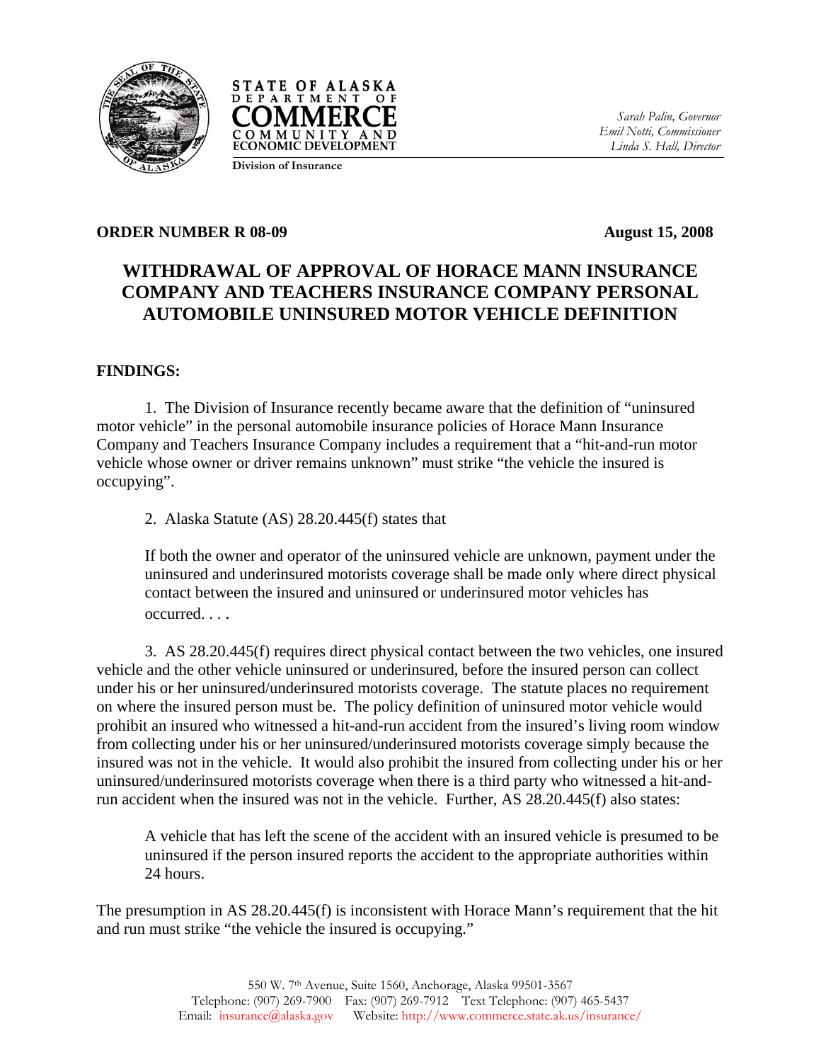STATE OF ALASKA
DEPARTMENT OF
COMMERCE
COMMUNITY AND
ECONOMIC DEVELOPMENT
Division of Insurance

*Sarah Palin, Governor*
*Emil Notti, Commissioner*
*Linda S. Hall, Director*

**ORDER NUMBER R 08-09** **August 15, 2008**

# WITHDRAWAL OF APPROVAL OF HORACE MANN INSURANCE COMPANY AND TEACHERS INSURANCE COMPANY PERSONAL AUTOMOBILE UNINSURED MOTOR VEHICLE DEFINITION

**FINDINGS:**

1. The Division of Insurance recently became aware that the definition of "uninsured motor vehicle" in the personal automobile insurance policies of Horace Mann Insurance Company and Teachers Insurance Company includes a requirement that a "hit-and-run motor vehicle whose owner or driver remains unknown" must strike "the vehicle the insured is occupying".

2. Alaska Statute (AS) 28.20.445(f) states that

> If both the owner and operator of the uninsured vehicle are unknown, payment under the uninsured and underinsured motorists coverage shall be made only where direct physical contact between the insured and uninsured or underinsured motor vehicles has occurred. . . .

3. AS 28.20.445(f) requires direct physical contact between the two vehicles, one insured vehicle and the other vehicle uninsured or underinsured, before the insured person can collect under his or her uninsured/underinsured motorists coverage. The statute places no requirement on where the insured person must be. The policy definition of uninsured motor vehicle would prohibit an insured who witnessed a hit-and-run accident from the insured's living room window from collecting under his or her uninsured/underinsured motorists coverage simply because the insured was not in the vehicle. It would also prohibit the insured from collecting under his or her uninsured/underinsured motorists coverage when there is a third party who witnessed a hit-and-run accident when the insured was not in the vehicle. Further, AS 28.20.445(f) also states:

> A vehicle that has left the scene of the accident with an insured vehicle is presumed to be uninsured if the person insured reports the accident to the appropriate authorities within 24 hours.

The presumption in AS 28.20.445(f) is inconsistent with Horace Mann's requirement that the hit and run must strike "the vehicle the insured is occupying."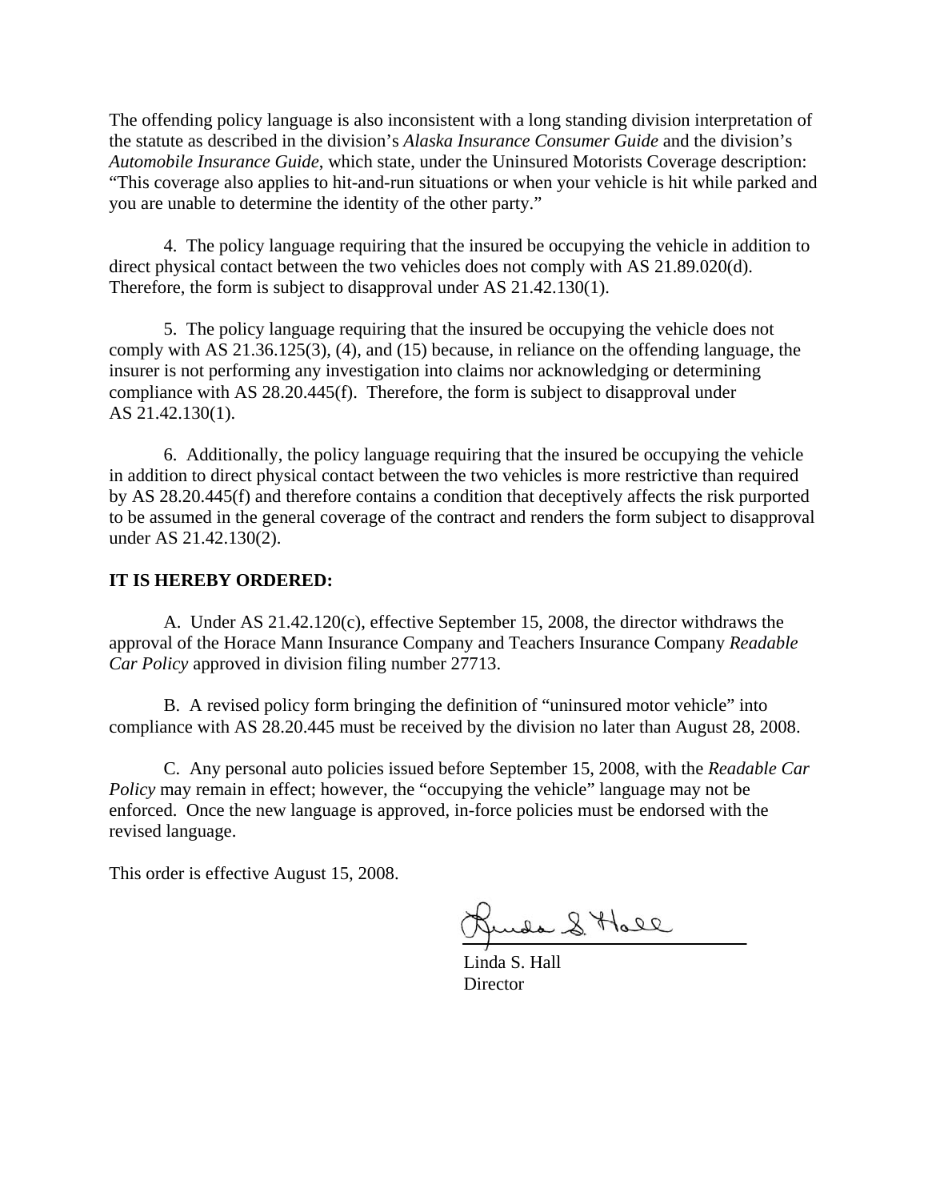The offending policy language is also inconsistent with a long standing division interpretation of the statute as described in the division's *Alaska Insurance Consumer Guide* and the division's *Automobile Insurance Guide*, which state, under the Uninsured Motorists Coverage description: "This coverage also applies to hit-and-run situations or when your vehicle is hit while parked and you are unable to determine the identity of the other party."

4. The policy language requiring that the insured be occupying the vehicle in addition to direct physical contact between the two vehicles does not comply with AS 21.89.020(d). Therefore, the form is subject to disapproval under AS 21.42.130(1).

5. The policy language requiring that the insured be occupying the vehicle does not comply with AS 21.36.125(3), (4), and (15) because, in reliance on the offending language, the insurer is not performing any investigation into claims nor acknowledging or determining compliance with AS 28.20.445(f). Therefore, the form is subject to disapproval under AS 21.42.130(1).

6. Additionally, the policy language requiring that the insured be occupying the vehicle in addition to direct physical contact between the two vehicles is more restrictive than required by AS 28.20.445(f) and therefore contains a condition that deceptively affects the risk purported to be assumed in the general coverage of the contract and renders the form subject to disapproval under AS 21.42.130(2).

**IT IS HEREBY ORDERED:**

A. Under AS 21.42.120(c), effective September 15, 2008, the director withdraws the approval of the Horace Mann Insurance Company and Teachers Insurance Company *Readable Car Policy* approved in division filing number 27713.

B. A revised policy form bringing the definition of "uninsured motor vehicle" into compliance with AS 28.20.445 must be received by the division no later than August 28, 2008.

C. Any personal auto policies issued before September 15, 2008, with the *Readable Car Policy* may remain in effect; however, the "occupying the vehicle" language may not be enforced. Once the new language is approved, in-force policies must be endorsed with the revised language.

This order is effective August 15, 2008.

Linda S. Hall
Director